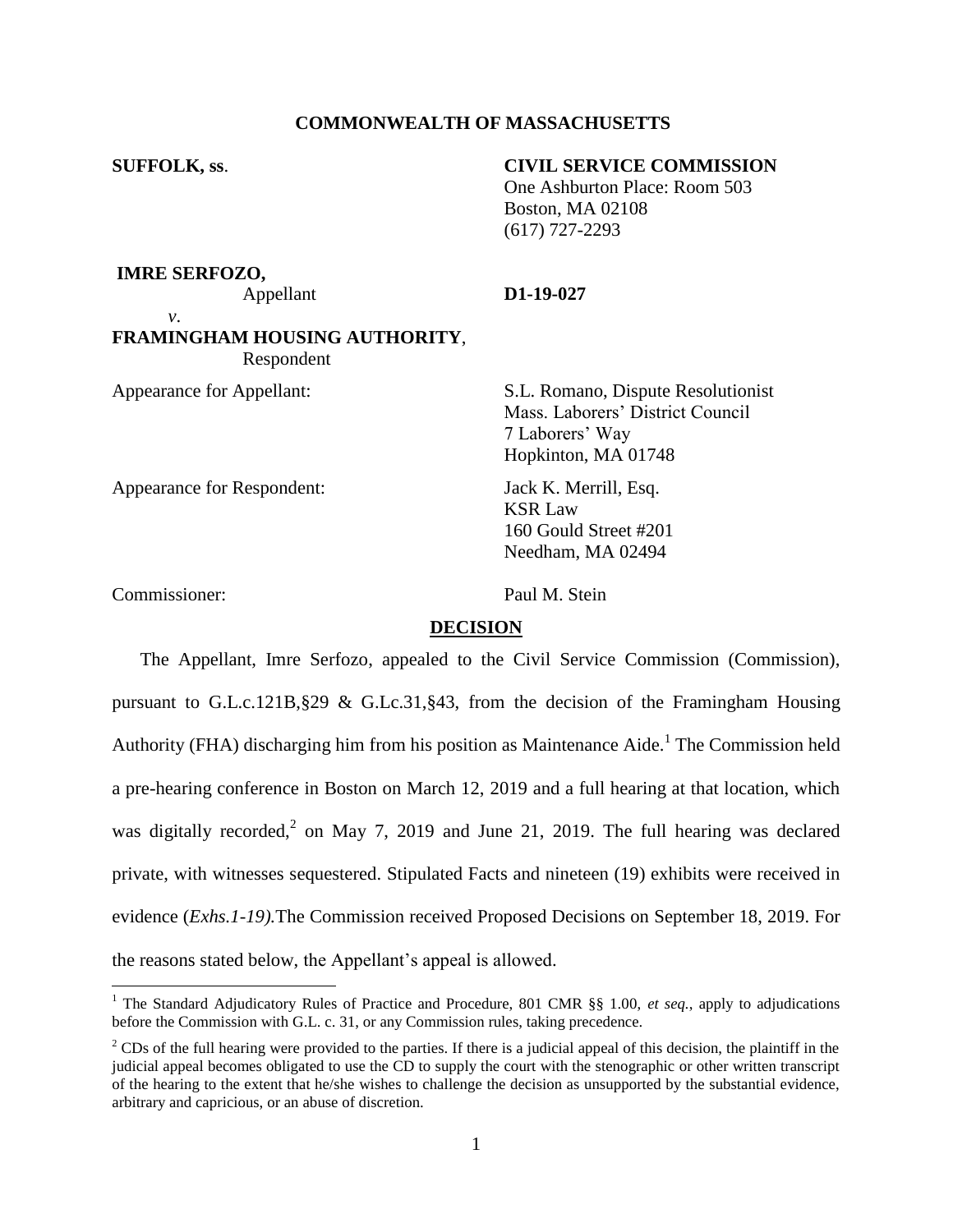**COMMONWEALTH OF MASSACHUSETTS**

**SUFFOLK, ss.**

**CIVIL SERVICE COMMISSION**
One Ashburton Place: Room 503
Boston, MA 02108
(617) 727-2293

**IMRE SERFOZO,**
Appellant

*v.*

**FRAMINGHAM HOUSING AUTHORITY**,
Respondent

**D1-19-027**

Appearance for Appellant: S.L. Romano, Dispute Resolutionist
Mass. Laborers' District Council
7 Laborers' Way
Hopkinton, MA 01748

Appearance for Respondent: Jack K. Merrill, Esq.
KSR Law
160 Gould Street #201
Needham, MA 02494

Commissioner: Paul M. Stein

## DECISION

The Appellant, Imre Serfozo, appealed to the Civil Service Commission (Commission), pursuant to G.L.c.121B,§29 & G.Lc.31,§43, from the decision of the Framingham Housing Authority (FHA) discharging him from his position as Maintenance Aide.[1] The Commission held a pre-hearing conference in Boston on March 12, 2019 and a full hearing at that location, which was digitally recorded,[2] on May 7, 2019 and June 21, 2019. The full hearing was declared private, with witnesses sequestered. Stipulated Facts and nineteen (19) exhibits were received in evidence (*Exhs.1-19).*The Commission received Proposed Decisions on September 18, 2019. For the reasons stated below, the Appellant's appeal is allowed.

---

[1] The Standard Adjudicatory Rules of Practice and Procedure, 801 CMR §§ 1.00, *et seq.*, apply to adjudications before the Commission with G.L. c. 31, or any Commission rules, taking precedence.

[2] CDs of the full hearing were provided to the parties. If there is a judicial appeal of this decision, the plaintiff in the judicial appeal becomes obligated to use the CD to supply the court with the stenographic or other written transcript of the hearing to the extent that he/she wishes to challenge the decision as unsupported by the substantial evidence, arbitrary and capricious, or an abuse of discretion.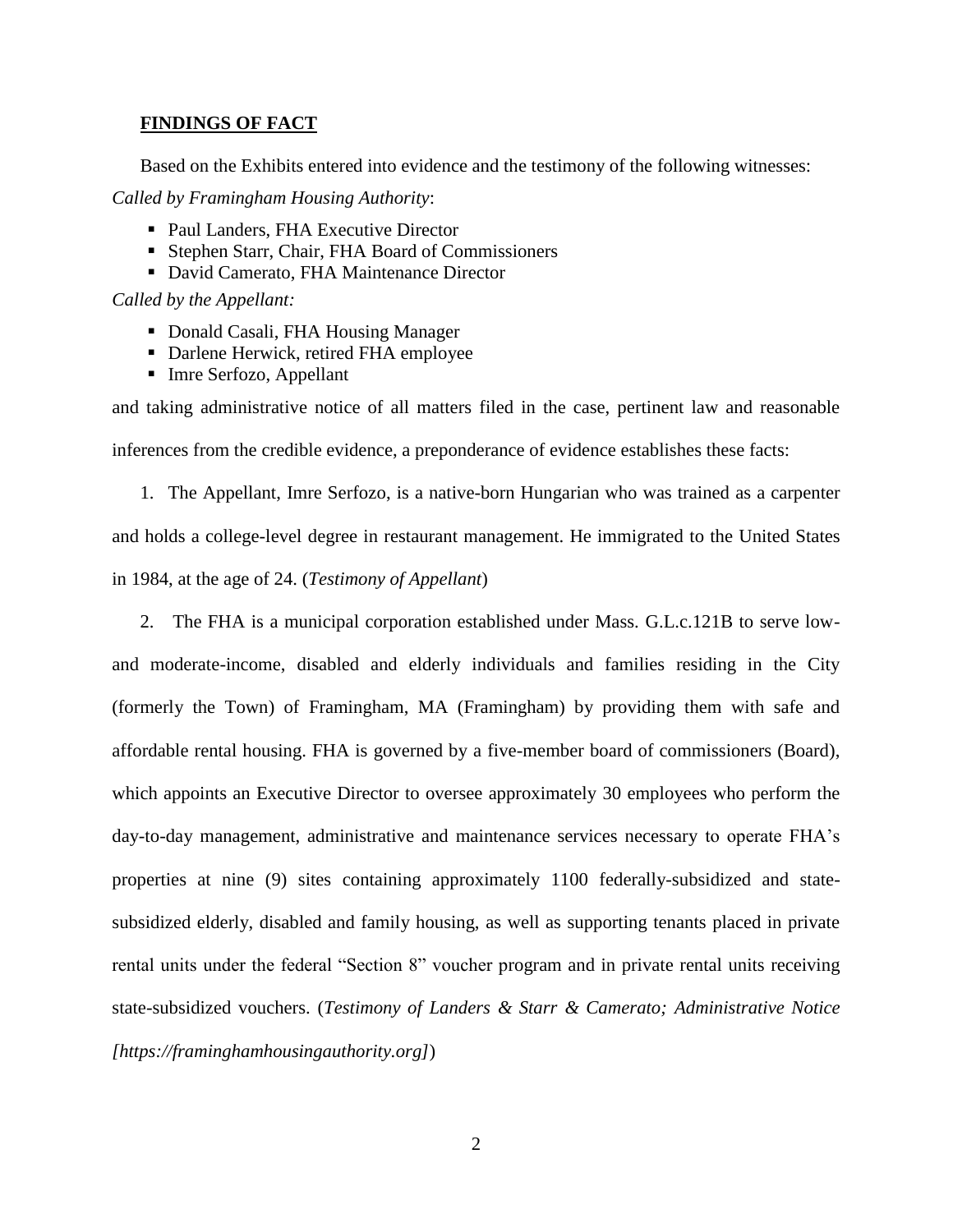## **FINDINGS OF FACT**

Based on the Exhibits entered into evidence and the testimony of the following witnesses:

*Called by Framingham Housing Authority*:

- Paul Landers, FHA Executive Director
- Stephen Starr, Chair, FHA Board of Commissioners
- David Camerato, FHA Maintenance Director

*Called by the Appellant:*

- Donald Casali, FHA Housing Manager
- Darlene Herwick, retired FHA employee
- Imre Serfozo, Appellant

and taking administrative notice of all matters filed in the case, pertinent law and reasonable inferences from the credible evidence, a preponderance of evidence establishes these facts:

1. The Appellant, Imre Serfozo, is a native-born Hungarian who was trained as a carpenter and holds a college-level degree in restaurant management. He immigrated to the United States in 1984, at the age of 24. (*Testimony of Appellant*)

2. The FHA is a municipal corporation established under Mass. G.L.c.121B to serve low- and moderate-income, disabled and elderly individuals and families residing in the City (formerly the Town) of Framingham, MA (Framingham) by providing them with safe and affordable rental housing. FHA is governed by a five-member board of commissioners (Board), which appoints an Executive Director to oversee approximately 30 employees who perform the day-to-day management, administrative and maintenance services necessary to operate FHA's properties at nine (9) sites containing approximately 1100 federally-subsidized and state-subsidized elderly, disabled and family housing, as well as supporting tenants placed in private rental units under the federal "Section 8" voucher program and in private rental units receiving state-subsidized vouchers. (*Testimony of Landers & Starr & Camerato; Administrative Notice [https://framinghamhousingauthority.org]*)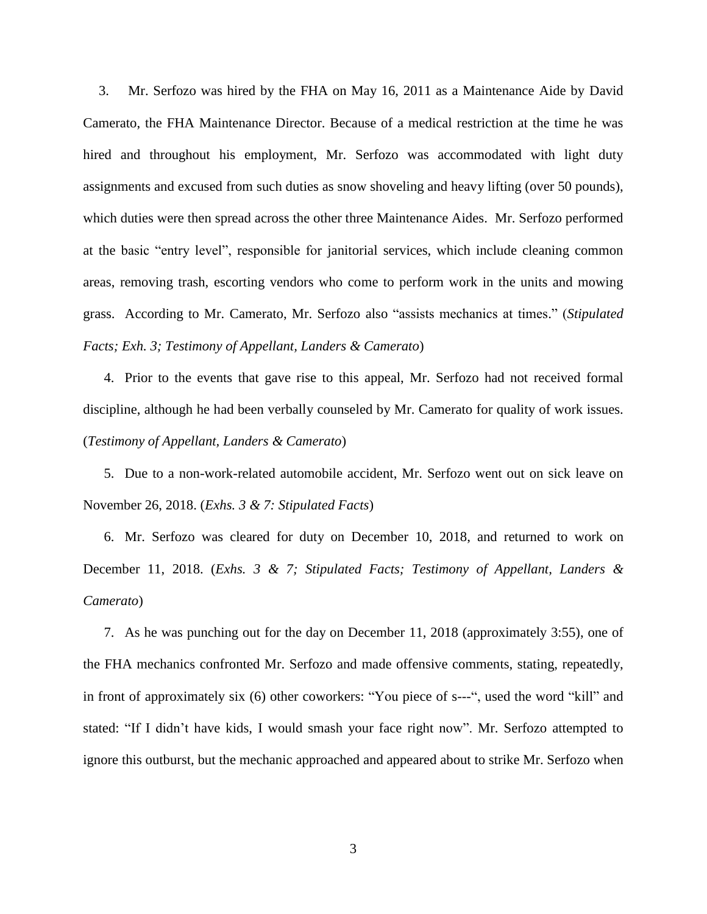3. Mr. Serfozo was hired by the FHA on May 16, 2011 as a Maintenance Aide by David Camerato, the FHA Maintenance Director. Because of a medical restriction at the time he was hired and throughout his employment, Mr. Serfozo was accommodated with light duty assignments and excused from such duties as snow shoveling and heavy lifting (over 50 pounds), which duties were then spread across the other three Maintenance Aides. Mr. Serfozo performed at the basic "entry level", responsible for janitorial services, which include cleaning common areas, removing trash, escorting vendors who come to perform work in the units and mowing grass. According to Mr. Camerato, Mr. Serfozo also "assists mechanics at times." (*Stipulated Facts; Exh. 3; Testimony of Appellant, Landers & Camerato*)

4. Prior to the events that gave rise to this appeal, Mr. Serfozo had not received formal discipline, although he had been verbally counseled by Mr. Camerato for quality of work issues. (*Testimony of Appellant, Landers & Camerato*)

5. Due to a non-work-related automobile accident, Mr. Serfozo went out on sick leave on November 26, 2018. (*Exhs. 3 & 7: Stipulated Facts*)

6. Mr. Serfozo was cleared for duty on December 10, 2018, and returned to work on December 11, 2018. (*Exhs. 3 & 7; Stipulated Facts; Testimony of Appellant, Landers & Camerato*)

7. As he was punching out for the day on December 11, 2018 (approximately 3:55), one of the FHA mechanics confronted Mr. Serfozo and made offensive comments, stating, repeatedly, in front of approximately six (6) other coworkers: "You piece of s---", used the word "kill" and stated: "If I didn't have kids, I would smash your face right now". Mr. Serfozo attempted to ignore this outburst, but the mechanic approached and appeared about to strike Mr. Serfozo when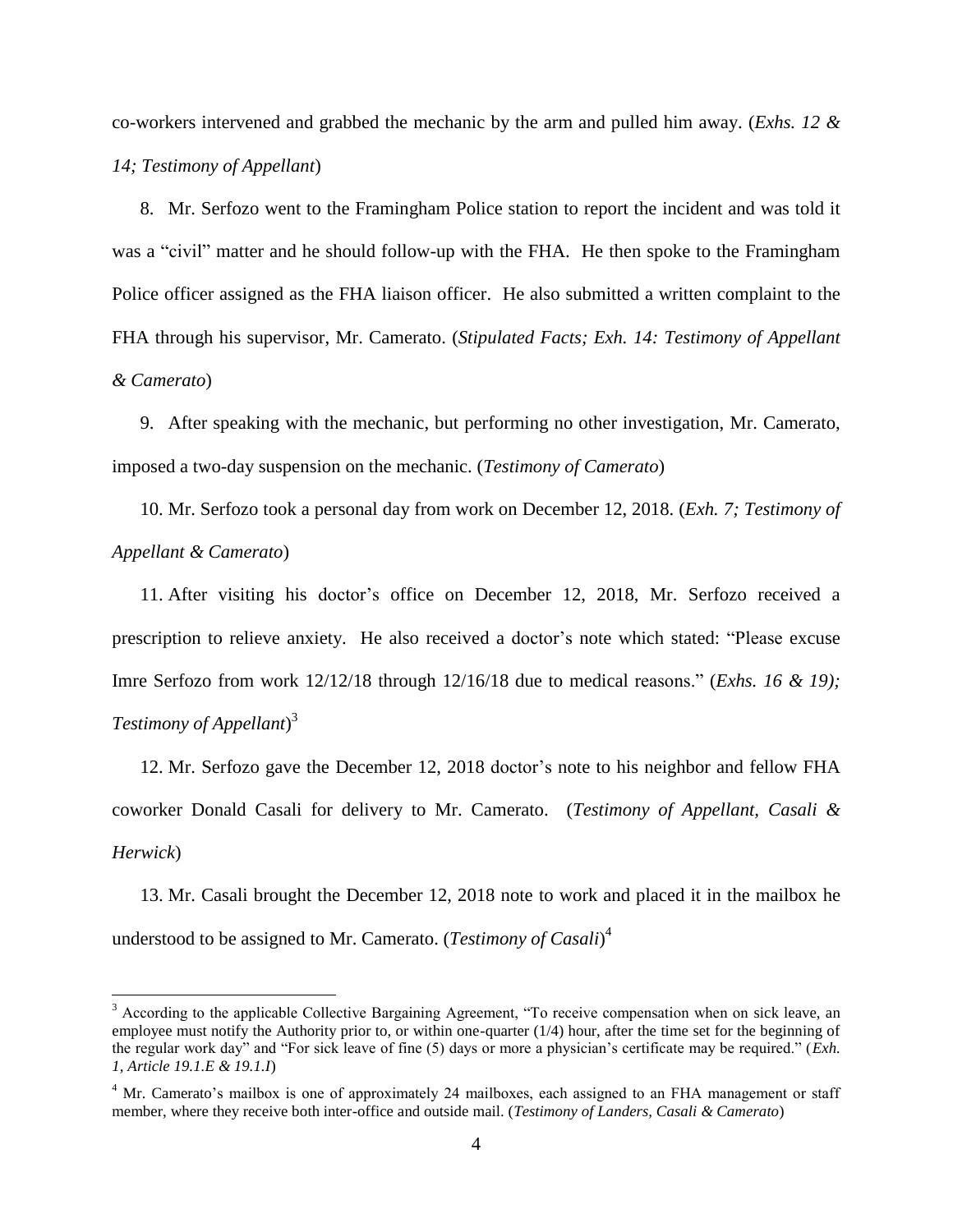co-workers intervened and grabbed the mechanic by the arm and pulled him away. (*Exhs. 12 & 14; Testimony of Appellant*)

8. Mr. Serfozo went to the Framingham Police station to report the incident and was told it was a "civil" matter and he should follow-up with the FHA. He then spoke to the Framingham Police officer assigned as the FHA liaison officer. He also submitted a written complaint to the FHA through his supervisor, Mr. Camerato. (*Stipulated Facts; Exh. 14: Testimony of Appellant & Camerato*)

9. After speaking with the mechanic, but performing no other investigation, Mr. Camerato, imposed a two-day suspension on the mechanic. (*Testimony of Camerato*)

10. Mr. Serfozo took a personal day from work on December 12, 2018. (*Exh. 7; Testimony of Appellant & Camerato*)

11. After visiting his doctor's office on December 12, 2018, Mr. Serfozo received a prescription to relieve anxiety. He also received a doctor's note which stated: "Please excuse Imre Serfozo from work 12/12/18 through 12/16/18 due to medical reasons." (*Exhs. 16 & 19); Testimony of Appellant*)[3]

12. Mr. Serfozo gave the December 12, 2018 doctor's note to his neighbor and fellow FHA coworker Donald Casali for delivery to Mr. Camerato. (*Testimony of Appellant, Casali & Herwick*)

13. Mr. Casali brought the December 12, 2018 note to work and placed it in the mailbox he understood to be assigned to Mr. Camerato. (*Testimony of Casali*)[4]

---

[3] According to the applicable Collective Bargaining Agreement, "To receive compensation when on sick leave, an employee must notify the Authority prior to, or within one-quarter (1/4) hour, after the time set for the beginning of the regular work day" and "For sick leave of fine (5) days or more a physician's certificate may be required." (*Exh. 1, Article 19.1.E & 19.1.I*)

[4] Mr. Camerato's mailbox is one of approximately 24 mailboxes, each assigned to an FHA management or staff member, where they receive both inter-office and outside mail. (*Testimony of Landers, Casali & Camerato*)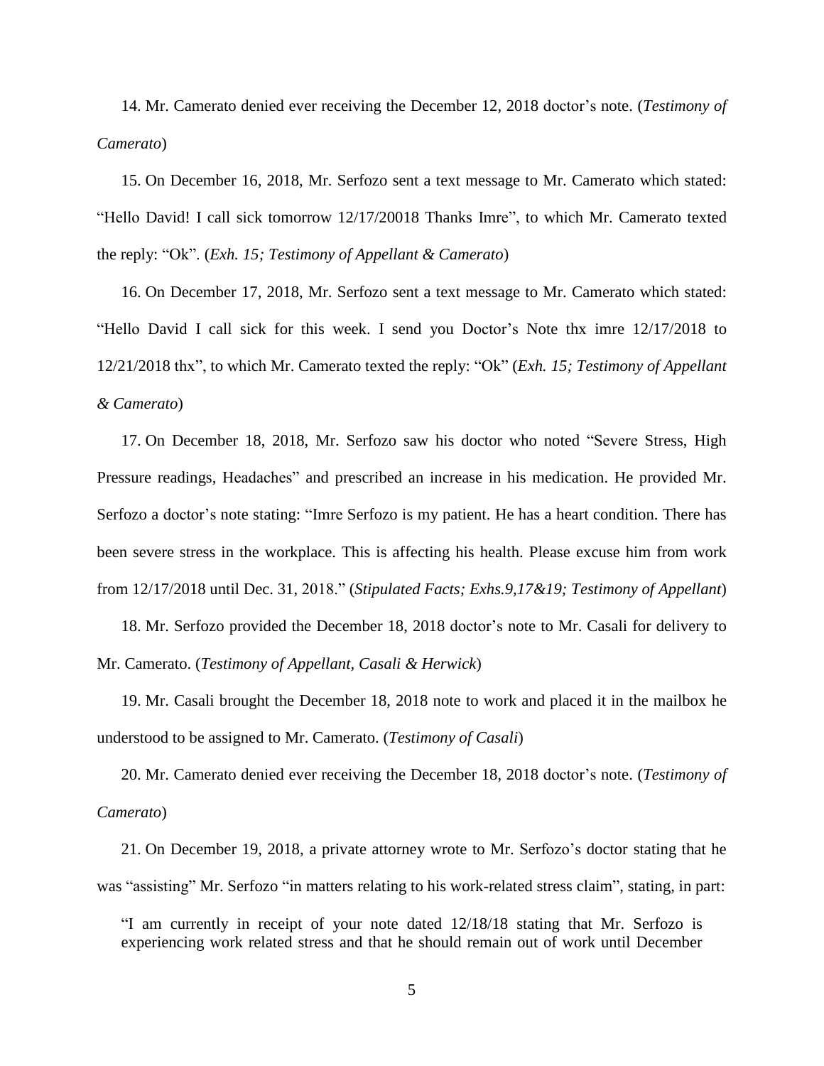14. Mr. Camerato denied ever receiving the December 12, 2018 doctor's note. (*Testimony of Camerato*)

15. On December 16, 2018, Mr. Serfozo sent a text message to Mr. Camerato which stated: "Hello David! I call sick tomorrow 12/17/20018 Thanks Imre", to which Mr. Camerato texted the reply: "Ok". (*Exh. 15; Testimony of Appellant & Camerato*)

16. On December 17, 2018, Mr. Serfozo sent a text message to Mr. Camerato which stated: "Hello David I call sick for this week. I send you Doctor's Note thx imre 12/17/2018 to 12/21/2018 thx", to which Mr. Camerato texted the reply: "Ok" (*Exh. 15; Testimony of Appellant & Camerato*)

17. On December 18, 2018, Mr. Serfozo saw his doctor who noted "Severe Stress, High Pressure readings, Headaches" and prescribed an increase in his medication. He provided Mr. Serfozo a doctor's note stating: "Imre Serfozo is my patient. He has a heart condition. There has been severe stress in the workplace. This is affecting his health. Please excuse him from work from 12/17/2018 until Dec. 31, 2018." (*Stipulated Facts; Exhs.9,17&19; Testimony of Appellant*)

18. Mr. Serfozo provided the December 18, 2018 doctor's note to Mr. Casali for delivery to Mr. Camerato. (*Testimony of Appellant, Casali & Herwick*)

19. Mr. Casali brought the December 18, 2018 note to work and placed it in the mailbox he understood to be assigned to Mr. Camerato. (*Testimony of Casali*)

20. Mr. Camerato denied ever receiving the December 18, 2018 doctor's note. (*Testimony of Camerato*)

21. On December 19, 2018, a private attorney wrote to Mr. Serfozo's doctor stating that he was "assisting" Mr. Serfozo "in matters relating to his work-related stress claim", stating, in part:

> "I am currently in receipt of your note dated 12/18/18 stating that Mr. Serfozo is experiencing work related stress and that he should remain out of work until December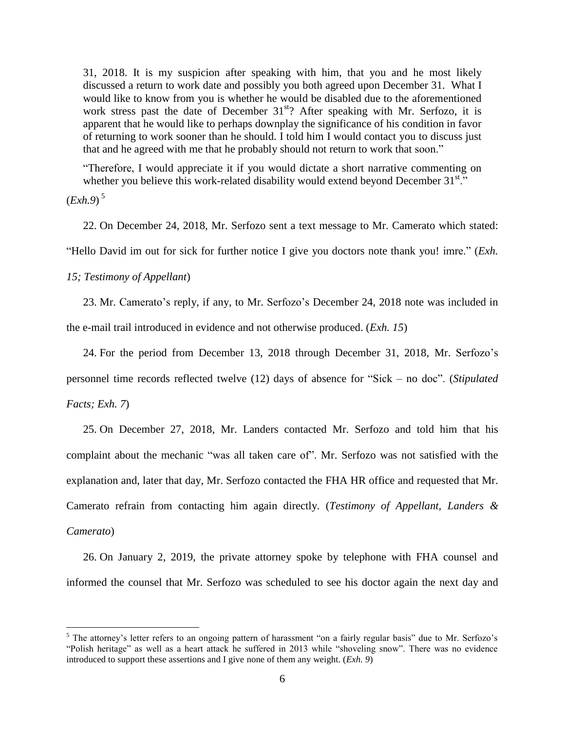> 31, 2018. It is my suspicion after speaking with him, that you and he most likely discussed a return to work date and possibly you both agreed upon December 31. What I would like to know from you is whether he would be disabled due to the aforementioned work stress past the date of December 31st? After speaking with Mr. Serfozo, it is apparent that he would like to perhaps downplay the significance of his condition in favor of returning to work sooner than he should. I told him I would contact you to discuss just that and he agreed with me that he probably should not return to work that soon."
>
> "Therefore, I would appreciate it if you would dictate a short narrative commenting on whether you believe this work-related disability would extend beyond December 31st."

(*Exh.9*) [5]

22. On December 24, 2018, Mr. Serfozo sent a text message to Mr. Camerato which stated: "Hello David im out for sick for further notice I give you doctors note thank you! imre." (*Exh. 15; Testimony of Appellant*)

23. Mr. Camerato's reply, if any, to Mr. Serfozo's December 24, 2018 note was included in the e-mail trail introduced in evidence and not otherwise produced. (*Exh. 15*)

24. For the period from December 13, 2018 through December 31, 2018, Mr. Serfozo's personnel time records reflected twelve (12) days of absence for "Sick – no doc". (*Stipulated Facts; Exh. 7*)

25. On December 27, 2018, Mr. Landers contacted Mr. Serfozo and told him that his complaint about the mechanic "was all taken care of". Mr. Serfozo was not satisfied with the explanation and, later that day, Mr. Serfozo contacted the FHA HR office and requested that Mr. Camerato refrain from contacting him again directly. (*Testimony of Appellant, Landers & Camerato*)

26. On January 2, 2019, the private attorney spoke by telephone with FHA counsel and informed the counsel that Mr. Serfozo was scheduled to see his doctor again the next day and

---

[5] The attorney's letter refers to an ongoing pattern of harassment "on a fairly regular basis" due to Mr. Serfozo's "Polish heritage" as well as a heart attack he suffered in 2013 while "shoveling snow". There was no evidence introduced to support these assertions and I give none of them any weight. (*Exh. 9*)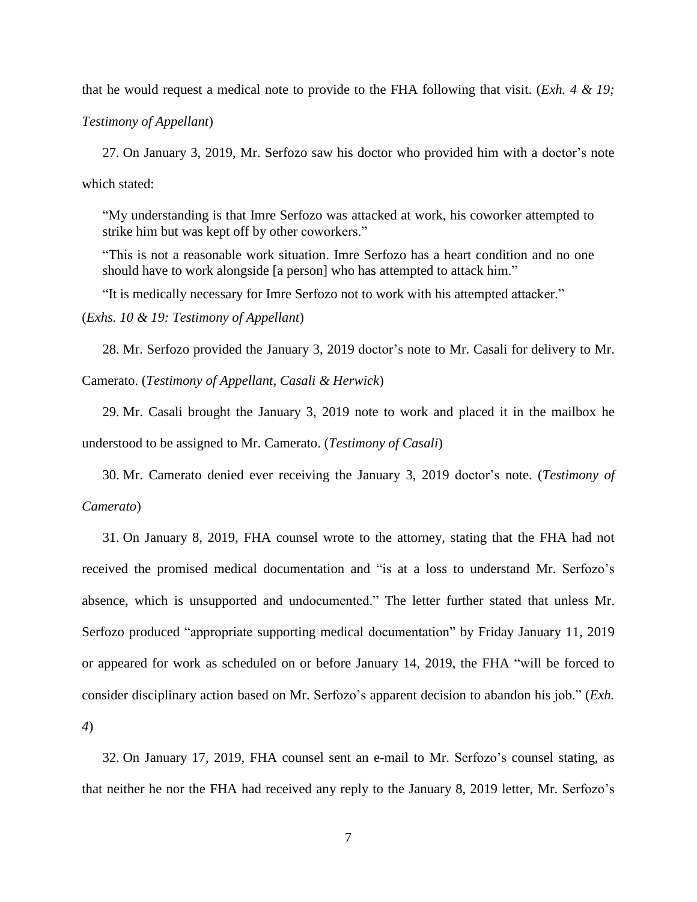that he would request a medical note to provide to the FHA following that visit. (*Exh. 4 & 19; Testimony of Appellant*)

27. On January 3, 2019, Mr. Serfozo saw his doctor who provided him with a doctor's note which stated:

> "My understanding is that Imre Serfozo was attacked at work, his coworker attempted to strike him but was kept off by other coworkers."
>
> "This is not a reasonable work situation. Imre Serfozo has a heart condition and no one should have to work alongside [a person] who has attempted to attack him."
>
> "It is medically necessary for Imre Serfozo not to work with his attempted attacker."

(*Exhs. 10 & 19: Testimony of Appellant*)

28. Mr. Serfozo provided the January 3, 2019 doctor's note to Mr. Casali for delivery to Mr. Camerato. (*Testimony of Appellant, Casali & Herwick*)

29. Mr. Casali brought the January 3, 2019 note to work and placed it in the mailbox he understood to be assigned to Mr. Camerato. (*Testimony of Casali*)

30. Mr. Camerato denied ever receiving the January 3, 2019 doctor's note. (*Testimony of Camerato*)

31. On January 8, 2019, FHA counsel wrote to the attorney, stating that the FHA had not received the promised medical documentation and "is at a loss to understand Mr. Serfozo's absence, which is unsupported and undocumented." The letter further stated that unless Mr. Serfozo produced "appropriate supporting medical documentation" by Friday January 11, 2019 or appeared for work as scheduled on or before January 14, 2019, the FHA "will be forced to consider disciplinary action based on Mr. Serfozo's apparent decision to abandon his job." (*Exh. 4*)

32. On January 17, 2019, FHA counsel sent an e-mail to Mr. Serfozo's counsel stating, as that neither he nor the FHA had received any reply to the January 8, 2019 letter, Mr. Serfozo's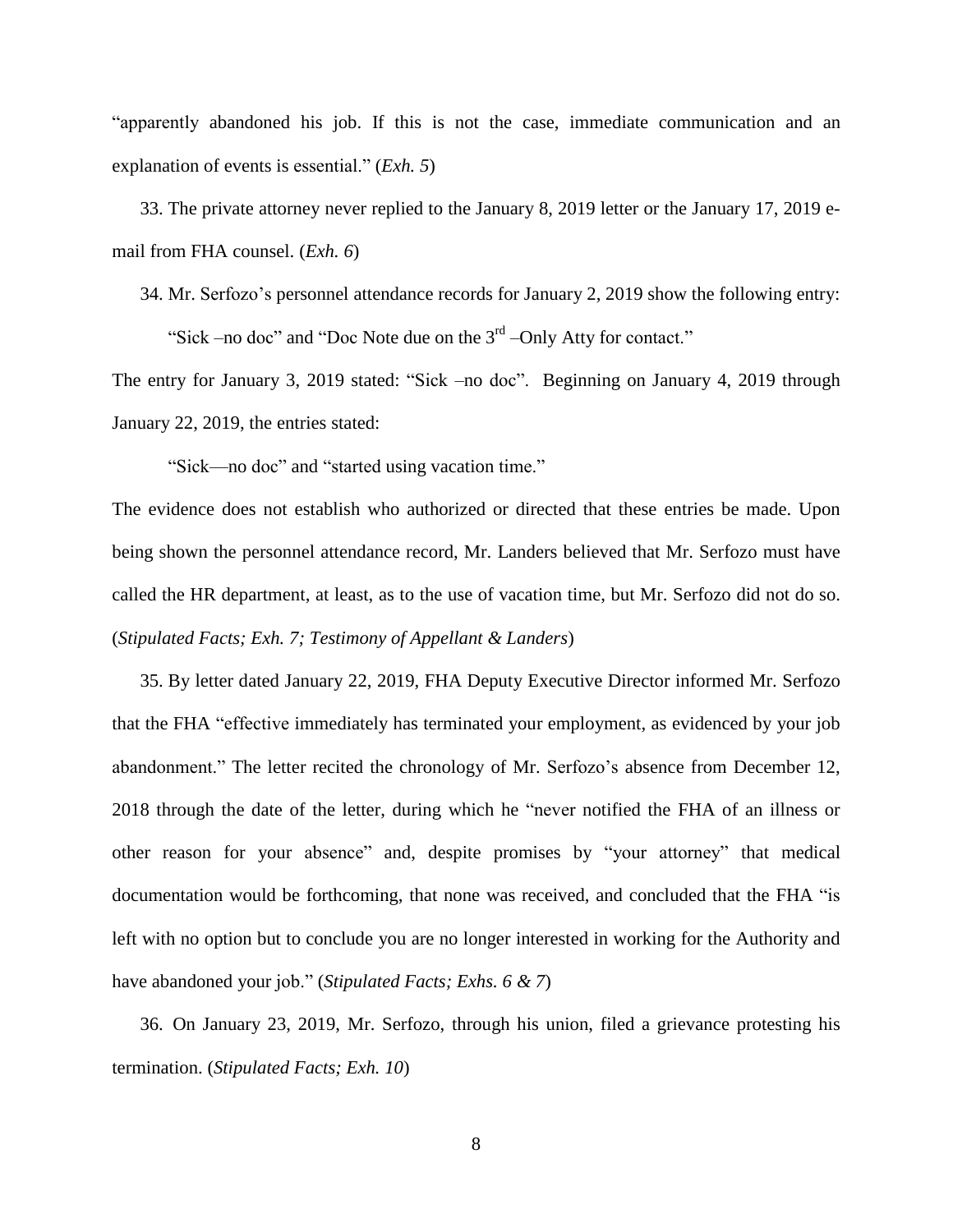"apparently abandoned his job. If this is not the case, immediate communication and an explanation of events is essential." (*Exh. 5*)

33. The private attorney never replied to the January 8, 2019 letter or the January 17, 2019 e-mail from FHA counsel. (*Exh. 6*)

34. Mr. Serfozo's personnel attendance records for January 2, 2019 show the following entry:

"Sick –no doc" and "Doc Note due on the 3rd –Only Atty for contact."

The entry for January 3, 2019 stated: "Sick –no doc". Beginning on January 4, 2019 through January 22, 2019, the entries stated:

"Sick—no doc" and "started using vacation time."

The evidence does not establish who authorized or directed that these entries be made. Upon being shown the personnel attendance record, Mr. Landers believed that Mr. Serfozo must have called the HR department, at least, as to the use of vacation time, but Mr. Serfozo did not do so. (*Stipulated Facts; Exh. 7; Testimony of Appellant & Landers*)

35. By letter dated January 22, 2019, FHA Deputy Executive Director informed Mr. Serfozo that the FHA "effective immediately has terminated your employment, as evidenced by your job abandonment." The letter recited the chronology of Mr. Serfozo's absence from December 12, 2018 through the date of the letter, during which he "never notified the FHA of an illness or other reason for your absence" and, despite promises by "your attorney" that medical documentation would be forthcoming, that none was received, and concluded that the FHA "is left with no option but to conclude you are no longer interested in working for the Authority and have abandoned your job." (*Stipulated Facts; Exhs. 6 & 7*)

36. On January 23, 2019, Mr. Serfozo, through his union, filed a grievance protesting his termination. (*Stipulated Facts; Exh. 10*)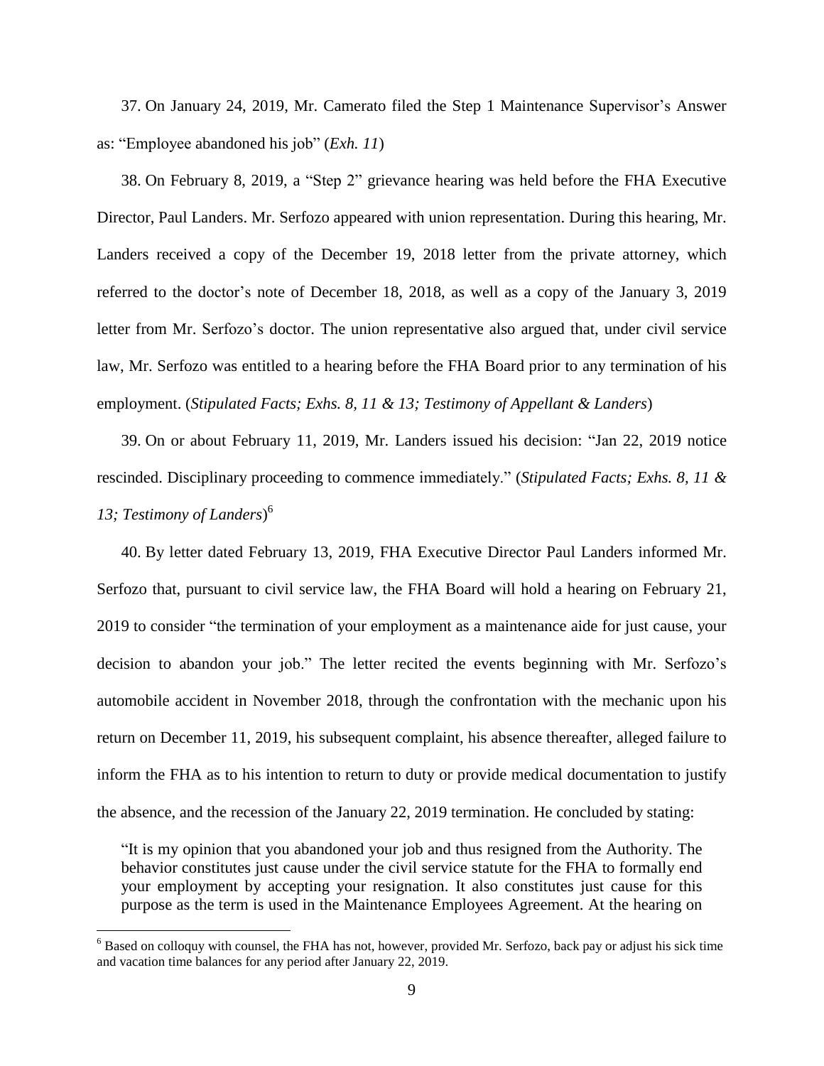37. On January 24, 2019, Mr. Camerato filed the Step 1 Maintenance Supervisor's Answer as: "Employee abandoned his job" (*Exh. 11*)

38. On February 8, 2019, a "Step 2" grievance hearing was held before the FHA Executive Director, Paul Landers. Mr. Serfozo appeared with union representation. During this hearing, Mr. Landers received a copy of the December 19, 2018 letter from the private attorney, which referred to the doctor's note of December 18, 2018, as well as a copy of the January 3, 2019 letter from Mr. Serfozo's doctor. The union representative also argued that, under civil service law, Mr. Serfozo was entitled to a hearing before the FHA Board prior to any termination of his employment. (*Stipulated Facts; Exhs. 8, 11 & 13; Testimony of Appellant & Landers*)

39. On or about February 11, 2019, Mr. Landers issued his decision: "Jan 22, 2019 notice rescinded. Disciplinary proceeding to commence immediately." (*Stipulated Facts; Exhs. 8, 11 & 13; Testimony of Landers*)[6]

40. By letter dated February 13, 2019, FHA Executive Director Paul Landers informed Mr. Serfozo that, pursuant to civil service law, the FHA Board will hold a hearing on February 21, 2019 to consider "the termination of your employment as a maintenance aide for just cause, your decision to abandon your job." The letter recited the events beginning with Mr. Serfozo's automobile accident in November 2018, through the confrontation with the mechanic upon his return on December 11, 2019, his subsequent complaint, his absence thereafter, alleged failure to inform the FHA as to his intention to return to duty or provide medical documentation to justify the absence, and the recession of the January 22, 2019 termination. He concluded by stating:

> "It is my opinion that you abandoned your job and thus resigned from the Authority. The behavior constitutes just cause under the civil service statute for the FHA to formally end your employment by accepting your resignation. It also constitutes just cause for this purpose as the term is used in the Maintenance Employees Agreement. At the hearing on

---

[6] Based on colloquy with counsel, the FHA has not, however, provided Mr. Serfozo, back pay or adjust his sick time and vacation time balances for any period after January 22, 2019.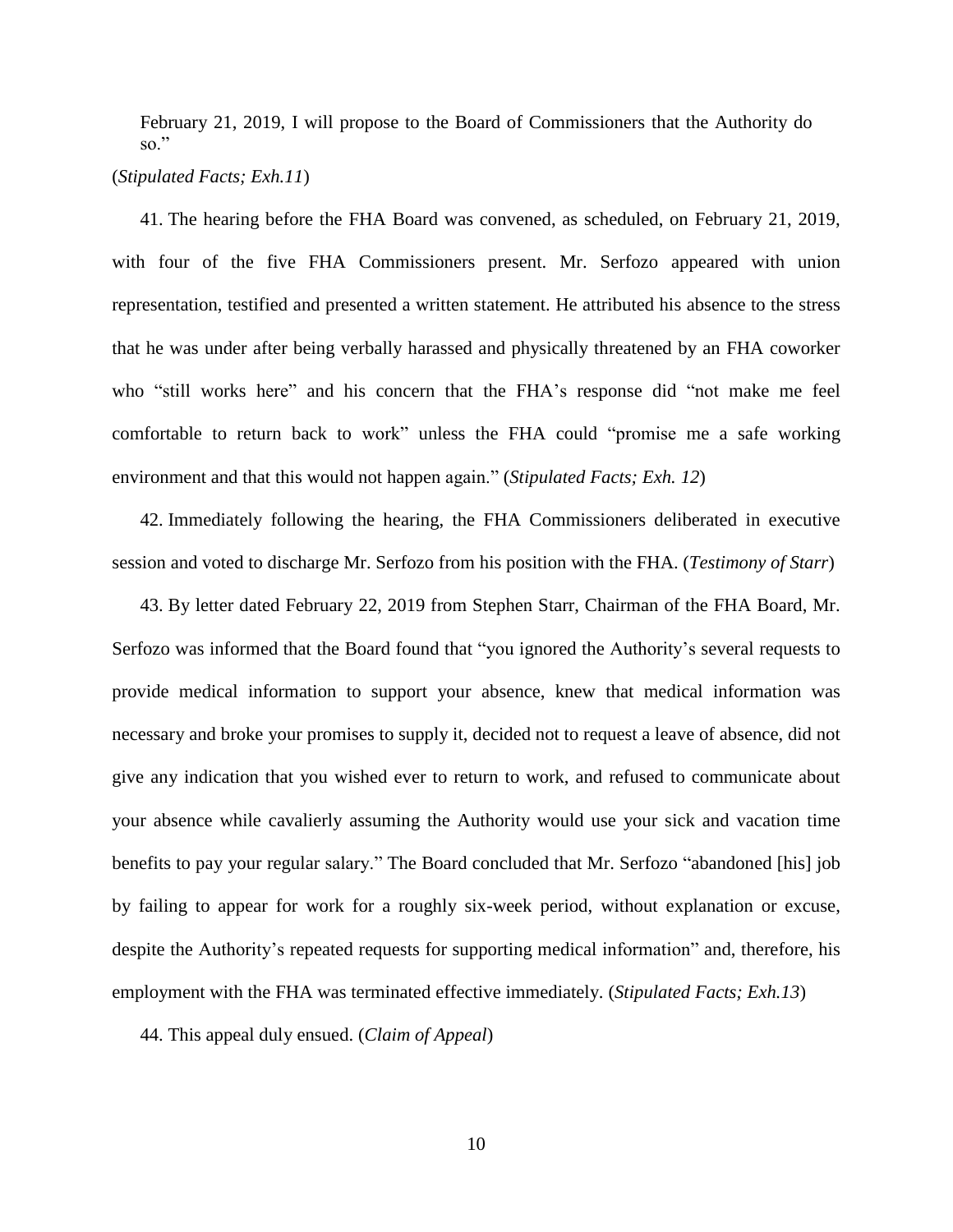February 21, 2019, I will propose to the Board of Commissioners that the Authority do so."

(*Stipulated Facts; Exh.11*)

41. The hearing before the FHA Board was convened, as scheduled, on February 21, 2019, with four of the five FHA Commissioners present. Mr. Serfozo appeared with union representation, testified and presented a written statement. He attributed his absence to the stress that he was under after being verbally harassed and physically threatened by an FHA coworker who "still works here" and his concern that the FHA's response did "not make me feel comfortable to return back to work" unless the FHA could "promise me a safe working environment and that this would not happen again." (*Stipulated Facts; Exh. 12*)

42. Immediately following the hearing, the FHA Commissioners deliberated in executive session and voted to discharge Mr. Serfozo from his position with the FHA. (*Testimony of Starr*)

43. By letter dated February 22, 2019 from Stephen Starr, Chairman of the FHA Board, Mr. Serfozo was informed that the Board found that "you ignored the Authority's several requests to provide medical information to support your absence, knew that medical information was necessary and broke your promises to supply it, decided not to request a leave of absence, did not give any indication that you wished ever to return to work, and refused to communicate about your absence while cavalierly assuming the Authority would use your sick and vacation time benefits to pay your regular salary." The Board concluded that Mr. Serfozo "abandoned [his] job by failing to appear for work for a roughly six-week period, without explanation or excuse, despite the Authority's repeated requests for supporting medical information" and, therefore, his employment with the FHA was terminated effective immediately. (*Stipulated Facts; Exh.13*)

44. This appeal duly ensued. (*Claim of Appeal*)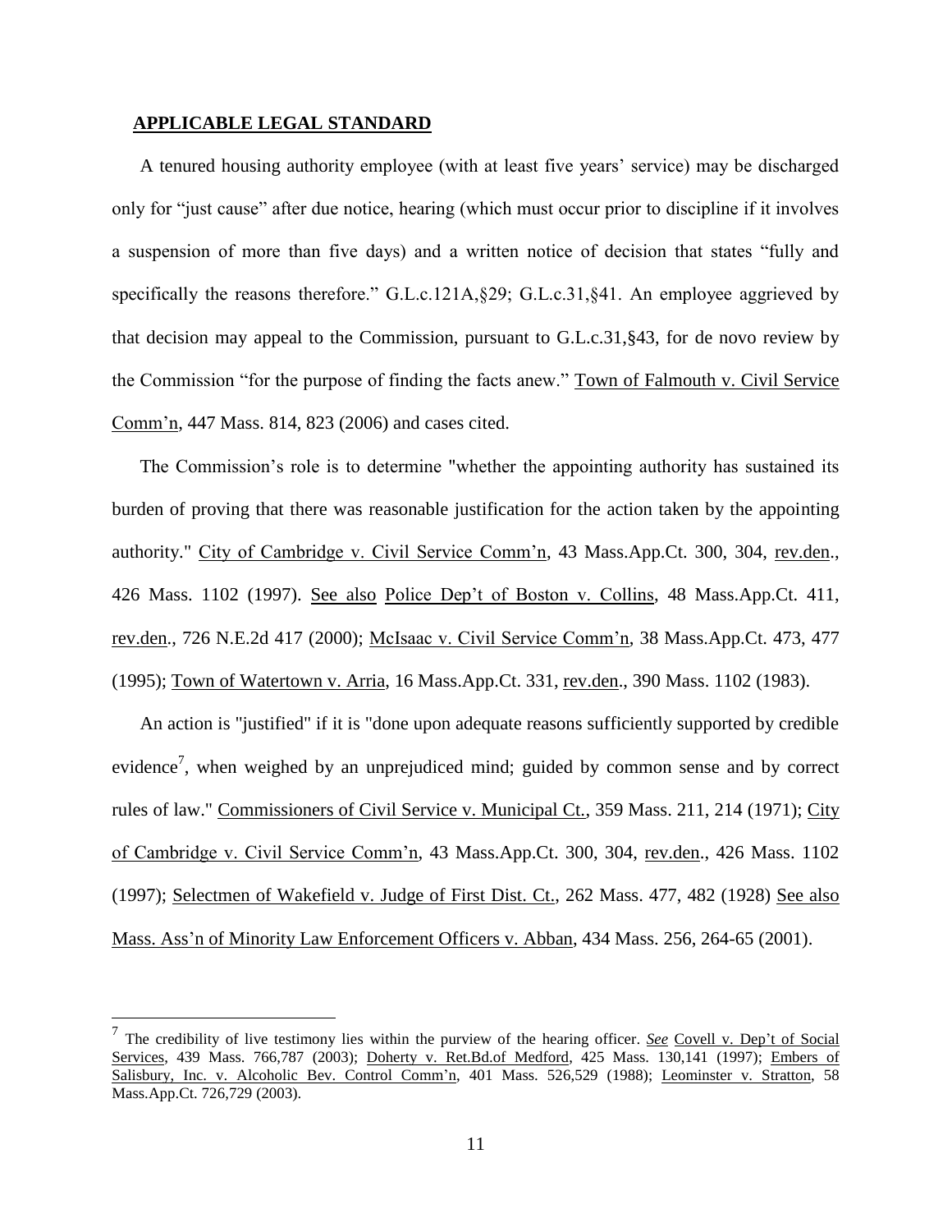## APPLICABLE LEGAL STANDARD

A tenured housing authority employee (with at least five years' service) may be discharged only for "just cause" after due notice, hearing (which must occur prior to discipline if it involves a suspension of more than five days) and a written notice of decision that states "fully and specifically the reasons therefore." G.L.c.121A,§29; G.L.c.31,§41. An employee aggrieved by that decision may appeal to the Commission, pursuant to G.L.c.31,§43, for de novo review by the Commission "for the purpose of finding the facts anew." Town of Falmouth v. Civil Service Comm'n, 447 Mass. 814, 823 (2006) and cases cited.

The Commission's role is to determine "whether the appointing authority has sustained its burden of proving that there was reasonable justification for the action taken by the appointing authority." City of Cambridge v. Civil Service Comm'n, 43 Mass.App.Ct. 300, 304, rev.den., 426 Mass. 1102 (1997). See also Police Dep't of Boston v. Collins, 48 Mass.App.Ct. 411, rev.den., 726 N.E.2d 417 (2000); McIsaac v. Civil Service Comm'n, 38 Mass.App.Ct. 473, 477 (1995); Town of Watertown v. Arria, 16 Mass.App.Ct. 331, rev.den., 390 Mass. 1102 (1983).

An action is "justified" if it is "done upon adequate reasons sufficiently supported by credible evidence[7], when weighed by an unprejudiced mind; guided by common sense and by correct rules of law." Commissioners of Civil Service v. Municipal Ct., 359 Mass. 211, 214 (1971); City of Cambridge v. Civil Service Comm'n, 43 Mass.App.Ct. 300, 304, rev.den., 426 Mass. 1102 (1997); Selectmen of Wakefield v. Judge of First Dist. Ct., 262 Mass. 477, 482 (1928) See also Mass. Ass'n of Minority Law Enforcement Officers v. Abban, 434 Mass. 256, 264-65 (2001).

---

[7] The credibility of live testimony lies within the purview of the hearing officer. *See* Covell v. Dep't of Social Services, 439 Mass. 766,787 (2003); Doherty v. Ret.Bd.of Medford, 425 Mass. 130,141 (1997); Embers of Salisbury, Inc. v. Alcoholic Bev. Control Comm'n, 401 Mass. 526,529 (1988); Leominster v. Stratton, 58 Mass.App.Ct. 726,729 (2003).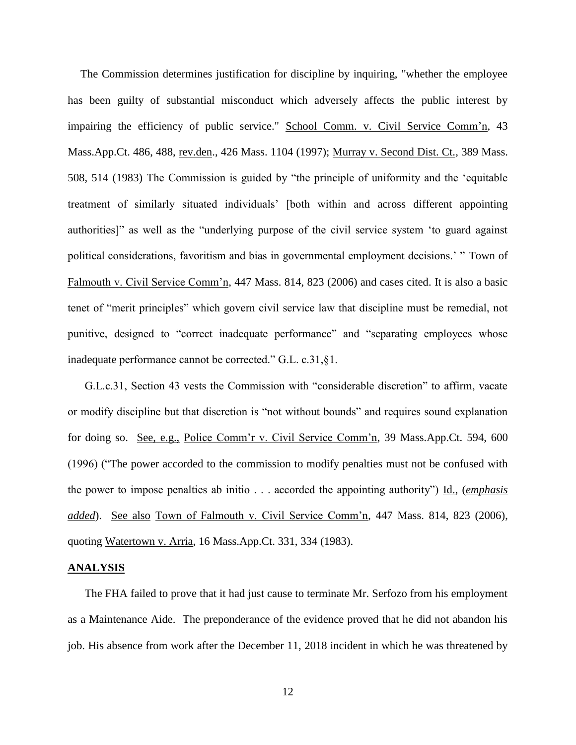The Commission determines justification for discipline by inquiring, "whether the employee has been guilty of substantial misconduct which adversely affects the public interest by impairing the efficiency of public service." School Comm. v. Civil Service Comm'n, 43 Mass.App.Ct. 486, 488, rev.den., 426 Mass. 1104 (1997); Murray v. Second Dist. Ct., 389 Mass. 508, 514 (1983) The Commission is guided by "the principle of uniformity and the 'equitable treatment of similarly situated individuals' [both within and across different appointing authorities]" as well as the "underlying purpose of the civil service system 'to guard against political considerations, favoritism and bias in governmental employment decisions.' " Town of Falmouth v. Civil Service Comm'n, 447 Mass. 814, 823 (2006) and cases cited. It is also a basic tenet of "merit principles" which govern civil service law that discipline must be remedial, not punitive, designed to "correct inadequate performance" and "separating employees whose inadequate performance cannot be corrected." G.L. c.31,§1.

G.L.c.31, Section 43 vests the Commission with "considerable discretion" to affirm, vacate or modify discipline but that discretion is "not without bounds" and requires sound explanation for doing so. See, e.g., Police Comm'r v. Civil Service Comm'n, 39 Mass.App.Ct. 594, 600 (1996) ("The power accorded to the commission to modify penalties must not be confused with the power to impose penalties ab initio . . . accorded the appointing authority") Id., (***emphasis added***). See also Town of Falmouth v. Civil Service Comm'n, 447 Mass. 814, 823 (2006), quoting Watertown v. Arria, 16 Mass.App.Ct. 331, 334 (1983).

## ANALYSIS

The FHA failed to prove that it had just cause to terminate Mr. Serfozo from his employment as a Maintenance Aide. The preponderance of the evidence proved that he did not abandon his job. His absence from work after the December 11, 2018 incident in which he was threatened by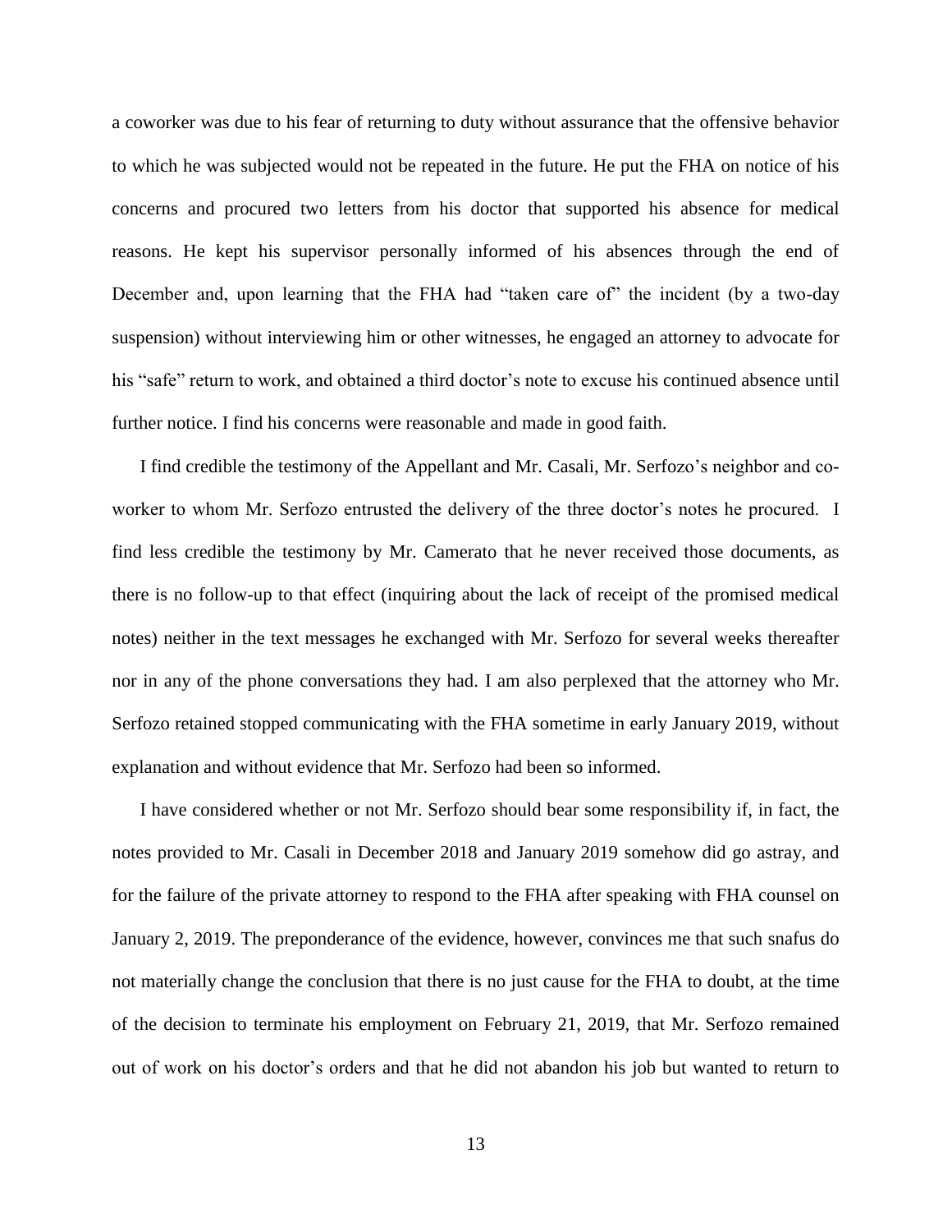a coworker was due to his fear of returning to duty without assurance that the offensive behavior to which he was subjected would not be repeated in the future. He put the FHA on notice of his concerns and procured two letters from his doctor that supported his absence for medical reasons. He kept his supervisor personally informed of his absences through the end of December and, upon learning that the FHA had "taken care of" the incident (by a two-day suspension) without interviewing him or other witnesses, he engaged an attorney to advocate for his "safe" return to work, and obtained a third doctor's note to excuse his continued absence until further notice. I find his concerns were reasonable and made in good faith.

I find credible the testimony of the Appellant and Mr. Casali, Mr. Serfozo's neighbor and co-worker to whom Mr. Serfozo entrusted the delivery of the three doctor's notes he procured. I find less credible the testimony by Mr. Camerato that he never received those documents, as there is no follow-up to that effect (inquiring about the lack of receipt of the promised medical notes) neither in the text messages he exchanged with Mr. Serfozo for several weeks thereafter nor in any of the phone conversations they had. I am also perplexed that the attorney who Mr. Serfozo retained stopped communicating with the FHA sometime in early January 2019, without explanation and without evidence that Mr. Serfozo had been so informed.

I have considered whether or not Mr. Serfozo should bear some responsibility if, in fact, the notes provided to Mr. Casali in December 2018 and January 2019 somehow did go astray, and for the failure of the private attorney to respond to the FHA after speaking with FHA counsel on January 2, 2019. The preponderance of the evidence, however, convinces me that such snafus do not materially change the conclusion that there is no just cause for the FHA to doubt, at the time of the decision to terminate his employment on February 21, 2019, that Mr. Serfozo remained out of work on his doctor's orders and that he did not abandon his job but wanted to return to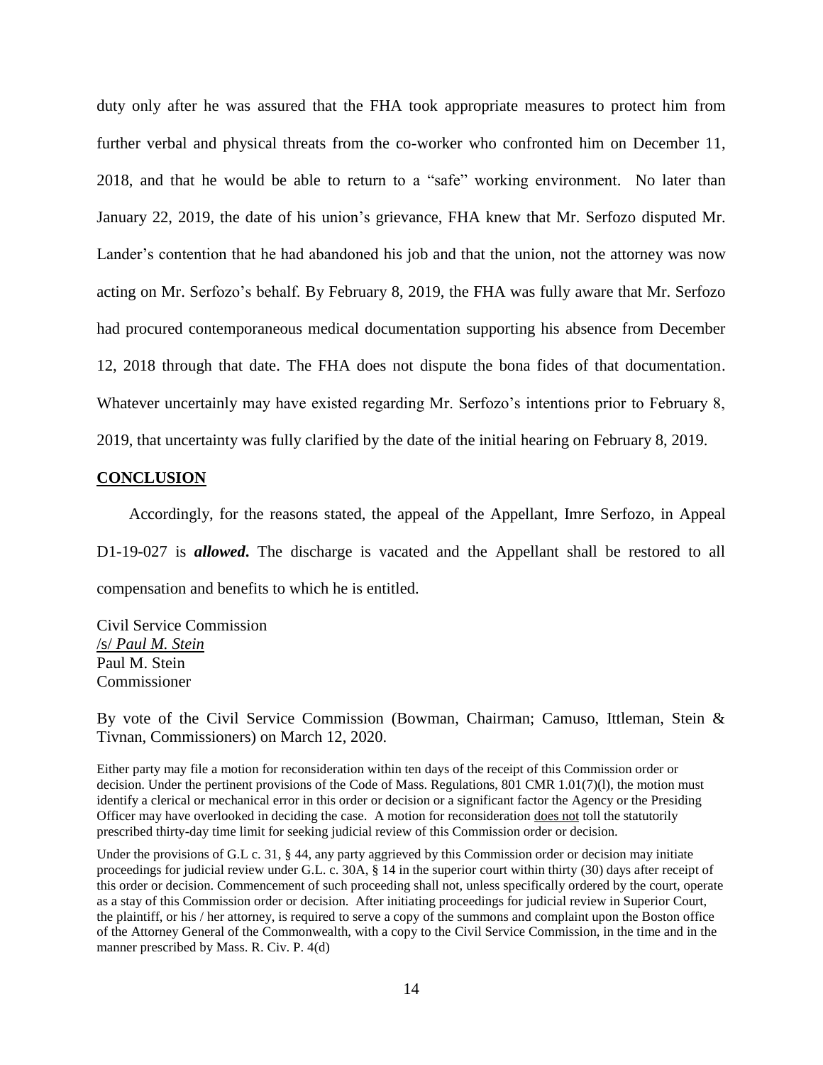duty only after he was assured that the FHA took appropriate measures to protect him from further verbal and physical threats from the co-worker who confronted him on December 11, 2018, and that he would be able to return to a "safe" working environment. No later than January 22, 2019, the date of his union's grievance, FHA knew that Mr. Serfozo disputed Mr. Lander's contention that he had abandoned his job and that the union, not the attorney was now acting on Mr. Serfozo's behalf. By February 8, 2019, the FHA was fully aware that Mr. Serfozo had procured contemporaneous medical documentation supporting his absence from December 12, 2018 through that date. The FHA does not dispute the bona fides of that documentation. Whatever uncertainly may have existed regarding Mr. Serfozo's intentions prior to February 8, 2019, that uncertainty was fully clarified by the date of the initial hearing on February 8, 2019.

**CONCLUSION**

Accordingly, for the reasons stated, the appeal of the Appellant, Imre Serfozo, in Appeal D1-19-027 is ***allowed***. The discharge is vacated and the Appellant shall be restored to all compensation and benefits to which he is entitled.

Civil Service Commission
/s/ *Paul M. Stein*
Paul M. Stein
Commissioner

By vote of the Civil Service Commission (Bowman, Chairman; Camuso, Ittleman, Stein & Tivnan, Commissioners) on March 12, 2020.

Either party may file a motion for reconsideration within ten days of the receipt of this Commission order or decision. Under the pertinent provisions of the Code of Mass. Regulations, 801 CMR 1.01(7)(l), the motion must identify a clerical or mechanical error in this order or decision or a significant factor the Agency or the Presiding Officer may have overlooked in deciding the case. A motion for reconsideration does not toll the statutorily prescribed thirty-day time limit for seeking judicial review of this Commission order or decision.

Under the provisions of G.L c. 31, § 44, any party aggrieved by this Commission order or decision may initiate proceedings for judicial review under G.L. c. 30A, § 14 in the superior court within thirty (30) days after receipt of this order or decision. Commencement of such proceeding shall not, unless specifically ordered by the court, operate as a stay of this Commission order or decision. After initiating proceedings for judicial review in Superior Court, the plaintiff, or his / her attorney, is required to serve a copy of the summons and complaint upon the Boston office of the Attorney General of the Commonwealth, with a copy to the Civil Service Commission, in the time and in the manner prescribed by Mass. R. Civ. P. 4(d)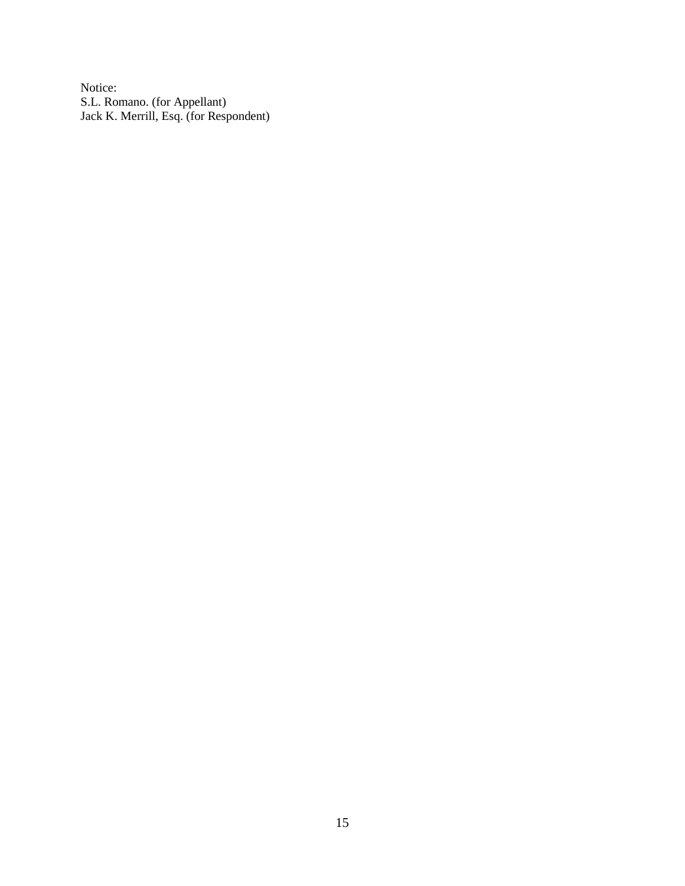Notice:
S.L. Romano. (for Appellant)
Jack K. Merrill, Esq. (for Respondent)